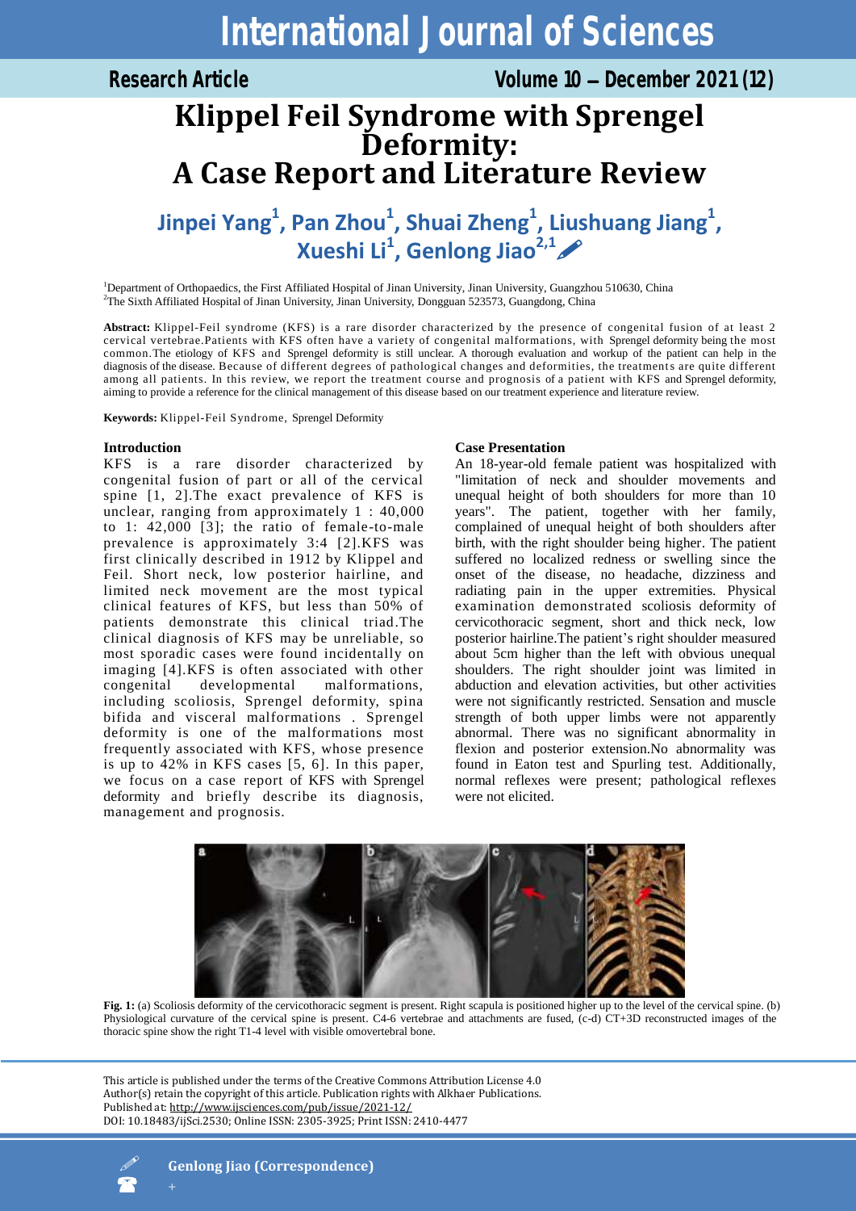# Klippel Feil Syndrome with Sprengel Deformity: A Case Report and Literature Review

**Jinpei Yang[1], Pan Zhou[1], Shuai Zheng[1], Liushuang Jiang[1], Xueshi Li[1], Genlong Jiao[2,1]**

[1]Department of Orthopaedics, the First Affiliated Hospital of Jinan University, Jinan University, Guangzhou 510630, China
[2]The Sixth Affiliated Hospital of Jinan University, Dongguan 523573, Guangdong, China

**Abstract:** Klippel-Feil syndrome (KFS) is a rare disorder characterized by the presence of congenital fusion of at least 2 cervical vertebrae.Patients with KFS often have a variety of congenital malformations, with Sprengel deformity being the most common.The etiology of KFS and Sprengel deformity is still unclear. A thorough evaluation and workup of the patient can help in the diagnosis of the disease. Because of different degrees of pathological changes and deformities, the treatments are quite different among all patients. In this review, we report the treatment course and prognosis of a patient with KFS and Sprengel deformity, aiming to provide a reference for the clinical management of this disease based on our treatment experience and literature review.

**Keywords:** Klippel-Feil Syndrome, Sprengel Deformity

## Introduction

KFS is a rare disorder characterized by congenital fusion of part or all of the cervical spine [1, 2].The exact prevalence of KFS is unclear, ranging from approximately 1 : 40,000 to 1: 42,000 [3]; the ratio of female-to-male prevalence is approximately 3:4 [2].KFS was first clinically described in 1912 by Klippel and Feil. Short neck, low posterior hairline, and limited neck movement are the most typical clinical features of KFS, but less than 50% of patients demonstrate this clinical triad.The clinical diagnosis of KFS may be unreliable, so most sporadic cases were found incidentally on imaging [4].KFS is often associated with other congenital developmental malformations, including scoliosis, Sprengel deformity, spina bifida and visceral malformations . Sprengel deformity is one of the malformations most frequently associated with KFS, whose presence is up to 42% in KFS cases [5, 6]. In this paper, we focus on a case report of KFS with Sprengel deformity and briefly describe its diagnosis, management and prognosis.

## Case Presentation

An 18-year-old female patient was hospitalized with "limitation of neck and shoulder movements and unequal height of both shoulders for more than 10 years". The patient, together with her family, complained of unequal height of both shoulders after birth, with the right shoulder being higher. The patient suffered no localized redness or swelling since the onset of the disease, no headache, dizziness and radiating pain in the upper extremities. Physical examination demonstrated scoliosis deformity of cervicothoracic segment, short and thick neck, low posterior hairline.The patient's right shoulder measured about 5cm higher than the left with obvious unequal shoulders. The right shoulder joint was limited in abduction and elevation activities, but other activities were not significantly restricted. Sensation and muscle strength of both upper limbs were not apparently abnormal. There was no significant abnormality in flexion and posterior extension.No abnormality was found in Eaton test and Spurling test. Additionally, normal reflexes were present; pathological reflexes were not elicited.

**Fig. 1:** (a) Scoliosis deformity of the cervicothoracic segment is present. Right scapula is positioned higher up to the level of the cervical spine. (b) Physiological curvature of the cervical spine is present. C4-6 vertebrae and attachments are fused, (c-d) CT+3D reconstructed images of the thoracic spine show the right T1-4 level with visible omovertebral bone.

This article is published under the terms of the Creative Commons Attribution License 4.0
Author(s) retain the copyright of this article. Publication rights with Alkhaer Publications.
Published at: http://www.ijsciences.com/pub/issue/2021-12/
DOI: 10.18483/ijSci.2530; Online ISSN: 2305-3925; Print ISSN: 2410-4477

Genlong Jiao (Correspondence)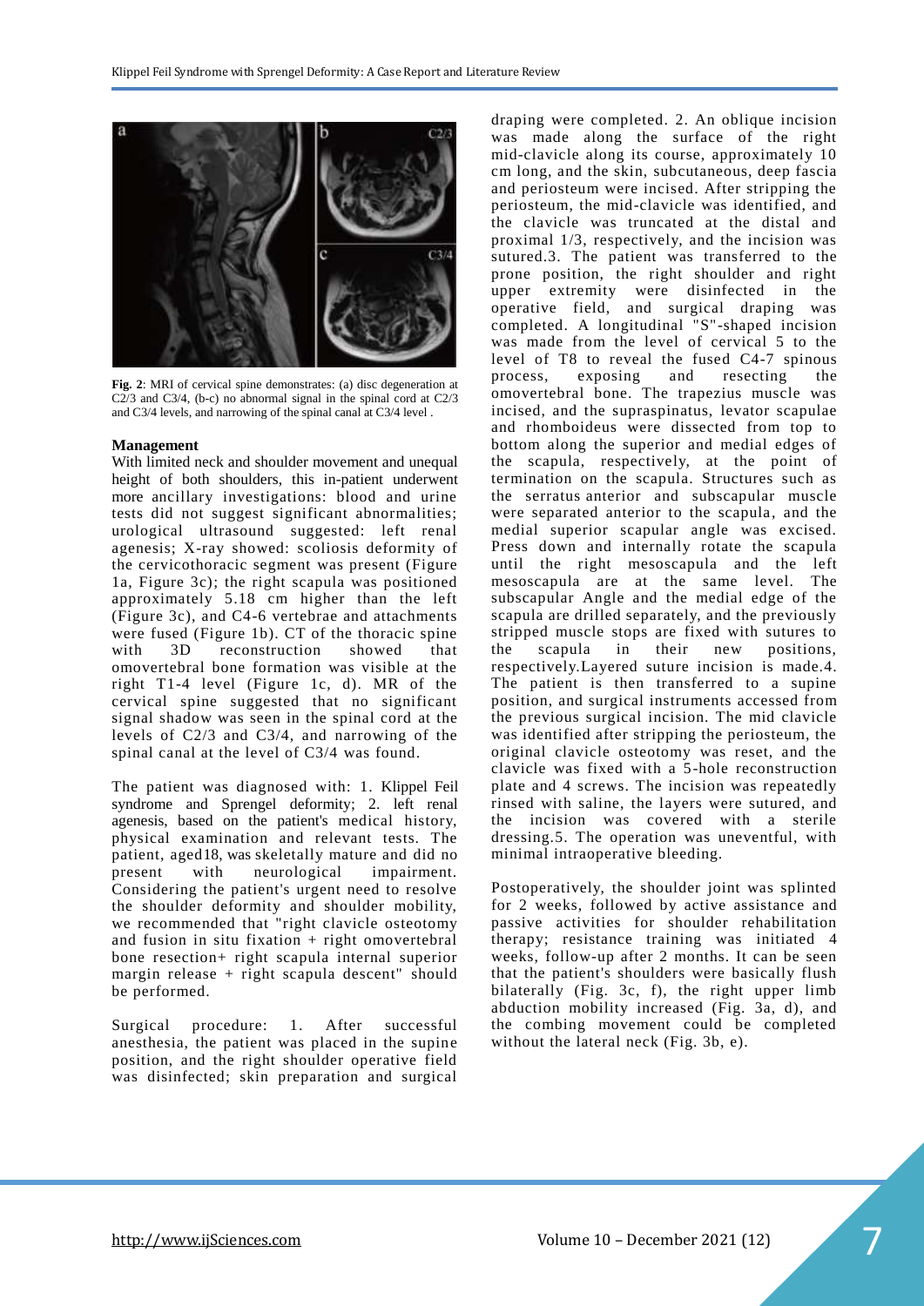**Fig. 2**: MRI of cervical spine demonstrates: (a) disc degeneration at C2/3 and C3/4, (b-c) no abnormal signal in the spinal cord at C2/3 and C3/4 levels, and narrowing of the spinal canal at C3/4 level .

### Management

With limited neck and shoulder movement and unequal height of both shoulders, this in-patient underwent more ancillary investigations: blood and urine tests did not suggest significant abnormalities; urological ultrasound suggested: left renal agenesis; X-ray showed: scoliosis deformity of the cervicothoracic segment was present (Figure 1a, Figure 3c); the right scapula was positioned approximately 5.18 cm higher than the left (Figure 3c), and C4-6 vertebrae and attachments were fused (Figure 1b). CT of the thoracic spine with 3D reconstruction showed that omovertebral bone formation was visible at the right T1-4 level (Figure 1c, d). MR of the cervical spine suggested that no significant signal shadow was seen in the spinal cord at the levels of C2/3 and C3/4, and narrowing of the spinal canal at the level of C3/4 was found.

The patient was diagnosed with: 1. Klippel Feil syndrome and Sprengel deformity; 2. left renal agenesis, based on the patient's medical history, physical examination and relevant tests. The patient, aged18, was skeletally mature and did no present with neurological impairment. Considering the patient's urgent need to resolve the shoulder deformity and shoulder mobility, we recommended that "right clavicle osteotomy and fusion in situ fixation + right omovertebral bone resection+ right scapula internal superior margin release + right scapula descent" should be performed.

Surgical procedure: 1. After successful anesthesia, the patient was placed in the supine position, and the right shoulder operative field was disinfected; skin preparation and surgical draping were completed. 2. An oblique incision was made along the surface of the right mid-clavicle along its course, approximately 10 cm long, and the skin, subcutaneous, deep fascia and periosteum were incised. After stripping the periosteum, the mid-clavicle was identified, and the clavicle was truncated at the distal and proximal 1/3, respectively, and the incision was sutured.3. The patient was transferred to the prone position, the right shoulder and right upper extremity were disinfected in the operative field, and surgical draping was completed. A longitudinal "S"-shaped incision was made from the level of cervical 5 to the level of T8 to reveal the fused C4-7 spinous process, exposing and resecting the omovertebral bone. The trapezius muscle was incised, and the supraspinatus, levator scapulae and rhomboideus were dissected from top to bottom along the superior and medial edges of the scapula, respectively, at the point of termination on the scapula. Structures such as the serratus anterior and subscapular muscle were separated anterior to the scapula, and the medial superior scapular angle was excised. Press down and internally rotate the scapula until the right mesoscapula and the left mesoscapula are at the same level. The subscapular Angle and the medial edge of the scapula are drilled separately, and the previously stripped muscle stops are fixed with sutures to the scapula in their new positions, respectively.Layered suture incision is made.4. The patient is then transferred to a supine position, and surgical instruments accessed from the previous surgical incision. The mid clavicle was identified after stripping the periosteum, the original clavicle osteotomy was reset, and the clavicle was fixed with a 5-hole reconstruction plate and 4 screws. The incision was repeatedly rinsed with saline, the layers were sutured, and the incision was covered with a sterile dressing.5. The operation was uneventful, with minimal intraoperative bleeding.

Postoperatively, the shoulder joint was splinted for 2 weeks, followed by active assistance and passive activities for shoulder rehabilitation therapy; resistance training was initiated 4 weeks, follow-up after 2 months. It can be seen that the patient's shoulders were basically flush bilaterally (Fig. 3c, f), the right upper limb abduction mobility increased (Fig. 3a, d), and the combing movement could be completed without the lateral neck (Fig. 3b, e).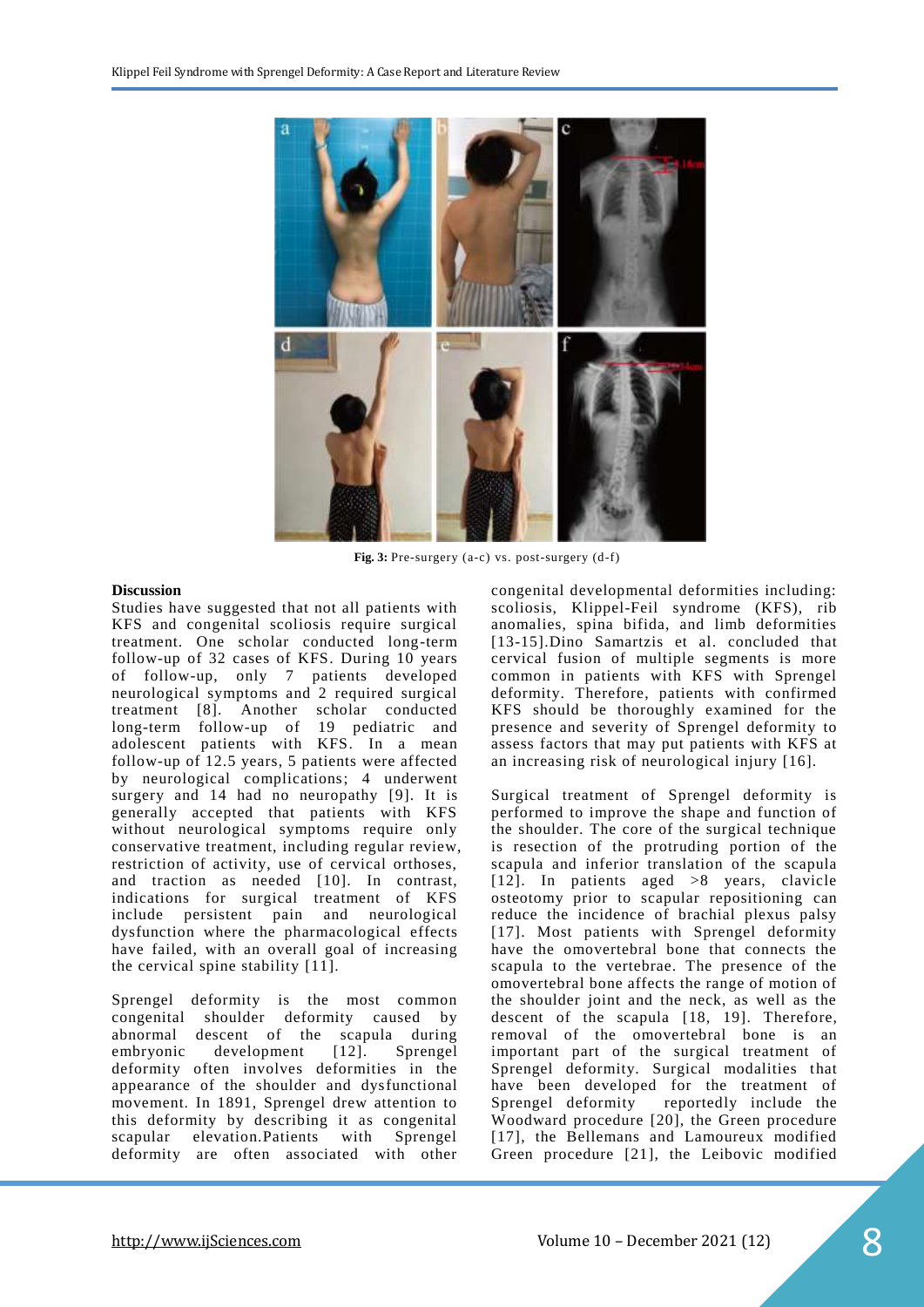Fig. 3: Pre-surgery (a-c) vs. post-surgery (d-f)

## Discussion

Studies have suggested that not all patients with KFS and congenital scoliosis require surgical treatment. One scholar conducted long-term follow-up of 32 cases of KFS. During 10 years of follow-up, only 7 patients developed neurological symptoms and 2 required surgical treatment [8]. Another scholar conducted long-term follow-up of 19 pediatric and adolescent patients with KFS. In a mean follow-up of 12.5 years, 5 patients were affected by neurological complications; 4 underwent surgery and 14 had no neuropathy [9]. It is generally accepted that patients with KFS without neurological symptoms require only conservative treatment, including regular review, restriction of activity, use of cervical orthoses, and traction as needed [10]. In contrast, indications for surgical treatment of KFS include persistent pain and neurological dysfunction where the pharmacological effects have failed, with an overall goal of increasing the cervical spine stability [11].

Sprengel deformity is the most common congenital shoulder deformity caused by abnormal descent of the scapula during embryonic development [12]. Sprengel deformity often involves deformities in the appearance of the shoulder and dysfunctional movement. In 1891, Sprengel drew attention to this deformity by describing it as congenital scapular elevation.Patients with Sprengel deformity are often associated with other congenital developmental deformities including: scoliosis, Klippel-Feil syndrome (KFS), rib anomalies, spina bifida, and limb deformities [13-15].Dino Samartzis et al. concluded that cervical fusion of multiple segments is more common in patients with KFS with Sprengel deformity. Therefore, patients with confirmed KFS should be thoroughly examined for the presence and severity of Sprengel deformity to assess factors that may put patients with KFS at an increasing risk of neurological injury [16].

Surgical treatment of Sprengel deformity is performed to improve the shape and function of the shoulder. The core of the surgical technique is resection of the protruding portion of the scapula and inferior translation of the scapula [12]. In patients aged >8 years, clavicle osteotomy prior to scapular repositioning can reduce the incidence of brachial plexus palsy [17]. Most patients with Sprengel deformity have the omovertebral bone that connects the scapula to the vertebrae. The presence of the omovertebral bone affects the range of motion of the shoulder joint and the neck, as well as the descent of the scapula [18, 19]. Therefore, removal of the omovertebral bone is an important part of the surgical treatment of Sprengel deformity. Surgical modalities that have been developed for the treatment of Sprengel deformity reportedly include the Woodward procedure [20], the Green procedure [17], the Bellemans and Lamoureux modified Green procedure [21], the Leibovic modified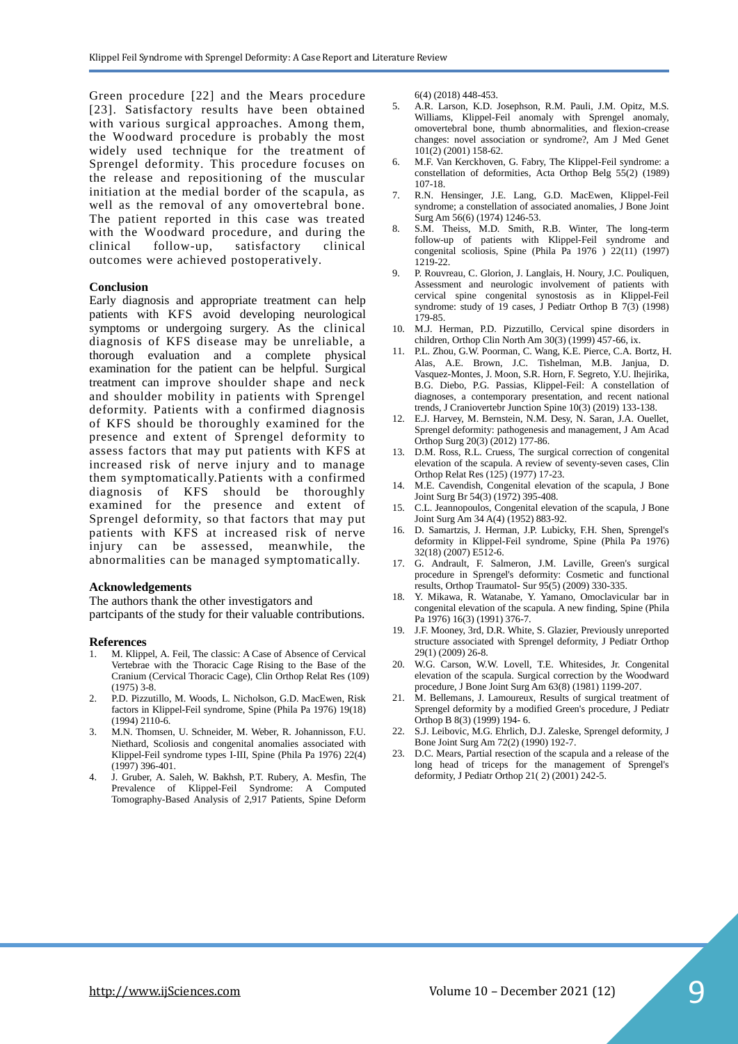Green procedure [22] and the Mears procedure [23]. Satisfactory results have been obtained with various surgical approaches. Among them, the Woodward procedure is probably the most widely used technique for the treatment of Sprengel deformity. This procedure focuses on the release and repositioning of the muscular initiation at the medial border of the scapula, as well as the removal of any omovertebral bone. The patient reported in this case was treated with the Woodward procedure, and during the clinical follow-up, satisfactory clinical outcomes were achieved postoperatively.

## Conclusion

Early diagnosis and appropriate treatment can help patients with KFS avoid developing neurological symptoms or undergoing surgery. As the clinical diagnosis of KFS disease may be unreliable, a thorough evaluation and a complete physical examination for the patient can be helpful. Surgical treatment can improve shoulder shape and neck and shoulder mobility in patients with Sprengel deformity. Patients with a confirmed diagnosis of KFS should be thoroughly examined for the presence and extent of Sprengel deformity to assess factors that may put patients with KFS at increased risk of nerve injury and to manage them symptomatically.Patients with a confirmed diagnosis of KFS should be thoroughly examined for the presence and extent of Sprengel deformity, so that factors that may put patients with KFS at increased risk of nerve injury can be assessed, meanwhile, the abnormalities can be managed symptomatically.

## Acknowledgements

The authors thank the other investigators and partcipants of the study for their valuable contributions.

## References

1. M. Klippel, A. Feil, The classic: A Case of Absence of Cervical Vertebrae with the Thoracic Cage Rising to the Base of the Cranium (Cervical Thoracic Cage), Clin Orthop Relat Res (109) (1975) 3-8.
2. P.D. Pizzutillo, M. Woods, L. Nicholson, G.D. MacEwen, Risk factors in Klippel-Feil syndrome, Spine (Phila Pa 1976) 19(18) (1994) 2110-6.
3. M.N. Thomsen, U. Schneider, M. Weber, R. Johannisson, F.U. Niethard, Scoliosis and congenital anomalies associated with Klippel-Feil syndrome types I-III, Spine (Phila Pa 1976) 22(4) (1997) 396-401.
4. J. Gruber, A. Saleh, W. Bakhsh, P.T. Rubery, A. Mesfin, The Prevalence of Klippel-Feil Syndrome: A Computed Tomography-Based Analysis of 2,917 Patients, Spine Deform 6(4) (2018) 448-453.
5. A.R. Larson, K.D. Josephson, R.M. Pauli, J.M. Opitz, M.S. Williams, Klippel-Feil anomaly with Sprengel anomaly, omovertebral bone, thumb abnormalities, and flexion-crease changes: novel association or syndrome?, Am J Med Genet 101(2) (2001) 158-62.
6. M.F. Van Kerckhoven, G. Fabry, The Klippel-Feil syndrome: a constellation of deformities, Acta Orthop Belg 55(2) (1989) 107-18.
7. R.N. Hensinger, J.E. Lang, G.D. MacEwen, Klippel-Feil syndrome; a constellation of associated anomalies, J Bone Joint Surg Am 56(6) (1974) 1246-53.
8. S.M. Theiss, M.D. Smith, R.B. Winter, The long-term follow-up of patients with Klippel-Feil syndrome and congenital scoliosis, Spine (Phila Pa 1976 ) 22(11) (1997) 1219-22.
9. P. Rouvreau, C. Glorion, J. Langlais, H. Noury, J.C. Pouliquen, Assessment and neurologic involvement of patients with cervical spine congenital synostosis as in Klippel-Feil syndrome: study of 19 cases, J Pediatr Orthop B 7(3) (1998) 179-85.
10. M.J. Herman, P.D. Pizzutillo, Cervical spine disorders in children, Orthop Clin North Am 30(3) (1999) 457-66, ix.
11. P.L. Zhou, G.W. Poorman, C. Wang, K.E. Pierce, C.A. Bortz, H. Alas, A.E. Brown, J.C. Tishelman, M.B. Janjua, D. Vasquez-Montes, J. Moon, S.R. Horn, F. Segreto, Y.U. Ihejirika, B.G. Diebo, P.G. Passias, Klippel-Feil: A constellation of diagnoses, a contemporary presentation, and recent national trends, J Craniovertebr Junction Spine 10(3) (2019) 133-138.
12. E.J. Harvey, M. Bernstein, N.M. Desy, N. Saran, J.A. Ouellet, Sprengel deformity: pathogenesis and management, J Am Acad Orthop Surg 20(3) (2012) 177-86.
13. D.M. Ross, R.L. Cruess, The surgical correction of congenital elevation of the scapula. A review of seventy-seven cases, Clin Orthop Relat Res (125) (1977) 17-23.
14. M.E. Cavendish, Congenital elevation of the scapula, J Bone Joint Surg Br 54(3) (1972) 395-408.
15. C.L. Jeannopoulos, Congenital elevation of the scapula, J Bone Joint Surg Am 34 A(4) (1952) 883-92.
16. D. Samartzis, J. Herman, J.P. Lubicky, F.H. Shen, Sprengel's deformity in Klippel-Feil syndrome, Spine (Phila Pa 1976) 32(18) (2007) E512-6.
17. G. Andrault, F. Salmeron, J.M. Laville, Green's surgical procedure in Sprengel's deformity: Cosmetic and functional results, Orthop Traumatol- Sur 95(5) (2009) 330-335.
18. Y. Mikawa, R. Watanabe, Y. Yamano, Omoclavicular bar in congenital elevation of the scapula. A new finding, Spine (Phila Pa 1976) 16(3) (1991) 376-7.
19. J.F. Mooney, 3rd, D.R. White, S. Glazier, Previously unreported structure associated with Sprengel deformity, J Pediatr Orthop 29(1) (2009) 26-8.
20. W.G. Carson, W.W. Lovell, T.E. Whitesides, Jr. Congenital elevation of the scapula. Surgical correction by the Woodward procedure, J Bone Joint Surg Am 63(8) (1981) 1199-207.
21. M. Bellemans, J. Lamoureux, Results of surgical treatment of Sprengel deformity by a modified Green's procedure, J Pediatr Orthop B 8(3) (1999) 194- 6.
22. S.J. Leibovic, M.G. Ehrlich, D.J. Zaleske, Sprengel deformity, J Bone Joint Surg Am 72(2) (1990) 192-7.
23. D.C. Mears, Partial resection of the scapula and a release of the long head of triceps for the management of Sprengel's deformity, J Pediatr Orthop 21( 2) (2001) 242-5.